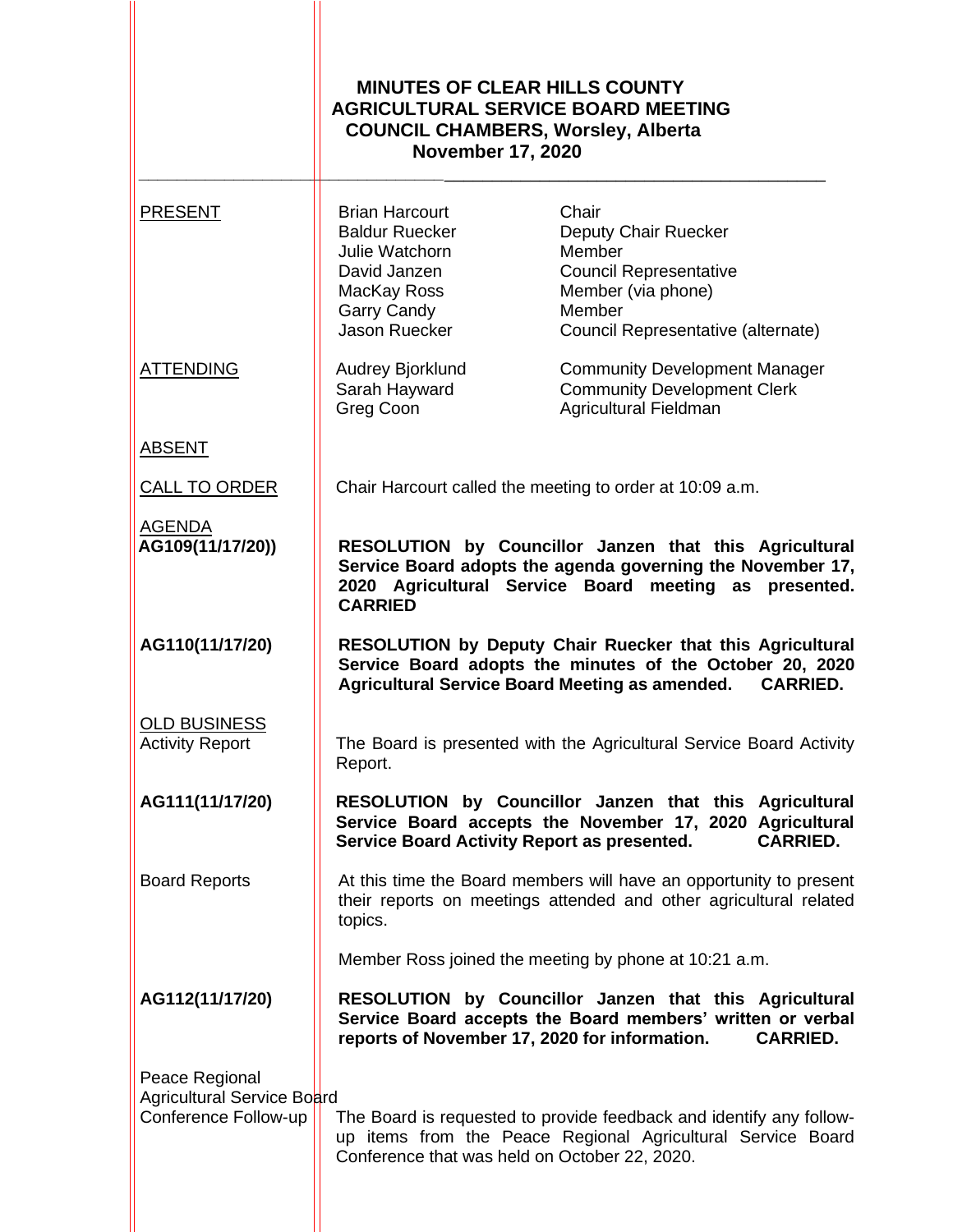**MINUTES OF CLEAR HILLS COUNTY AGRICULTURAL SERVICE BOARD MEETING COUNCIL CHAMBERS, Worsley, Alberta November 17, 2020**

---

PRESENT

| | |
|---|---|
| Brian Harcourt | Chair |
| Baldur Ruecker | Deputy Chair Ruecker |
| Julie Watchorn | Member |
| David Janzen | Council Representative |
| MacKay Ross | Member (via phone) |
| Garry Candy | Member |
| Jason Ruecker | Council Representative (alternate) |

ATTENDING

| | |
|---|---|
| Audrey Bjorklund | Community Development Manager |
| Sarah Hayward | Community Development Clerk |
| Greg Coon | Agricultural Fieldman |

ABSENT

CALL TO ORDER

Chair Harcourt called the meeting to order at 10:09 a.m.

AGENDA

**AG109(11/17/20))**

**RESOLUTION by Councillor Janzen that this Agricultural Service Board adopts the agenda governing the November 17, 2020 Agricultural Service Board meeting as presented. CARRIED**

**AG110(11/17/20)**

**RESOLUTION by Deputy Chair Ruecker that this Agricultural Service Board adopts the minutes of the October 20, 2020 Agricultural Service Board Meeting as amended. CARRIED.**

OLD BUSINESS

Activity Report

The Board is presented with the Agricultural Service Board Activity Report.

**AG111(11/17/20)**

**RESOLUTION by Councillor Janzen that this Agricultural Service Board accepts the November 17, 2020 Agricultural Service Board Activity Report as presented. CARRIED.**

Board Reports

At this time the Board members will have an opportunity to present their reports on meetings attended and other agricultural related topics.

Member Ross joined the meeting by phone at 10:21 a.m.

**AG112(11/17/20)**

**RESOLUTION by Councillor Janzen that this Agricultural Service Board accepts the Board members' written or verbal reports of November 17, 2020 for information. CARRIED.**

Peace Regional Agricultural Service Board Conference Follow-up

The Board is requested to provide feedback and identify any follow-up items from the Peace Regional Agricultural Service Board Conference that was held on October 22, 2020.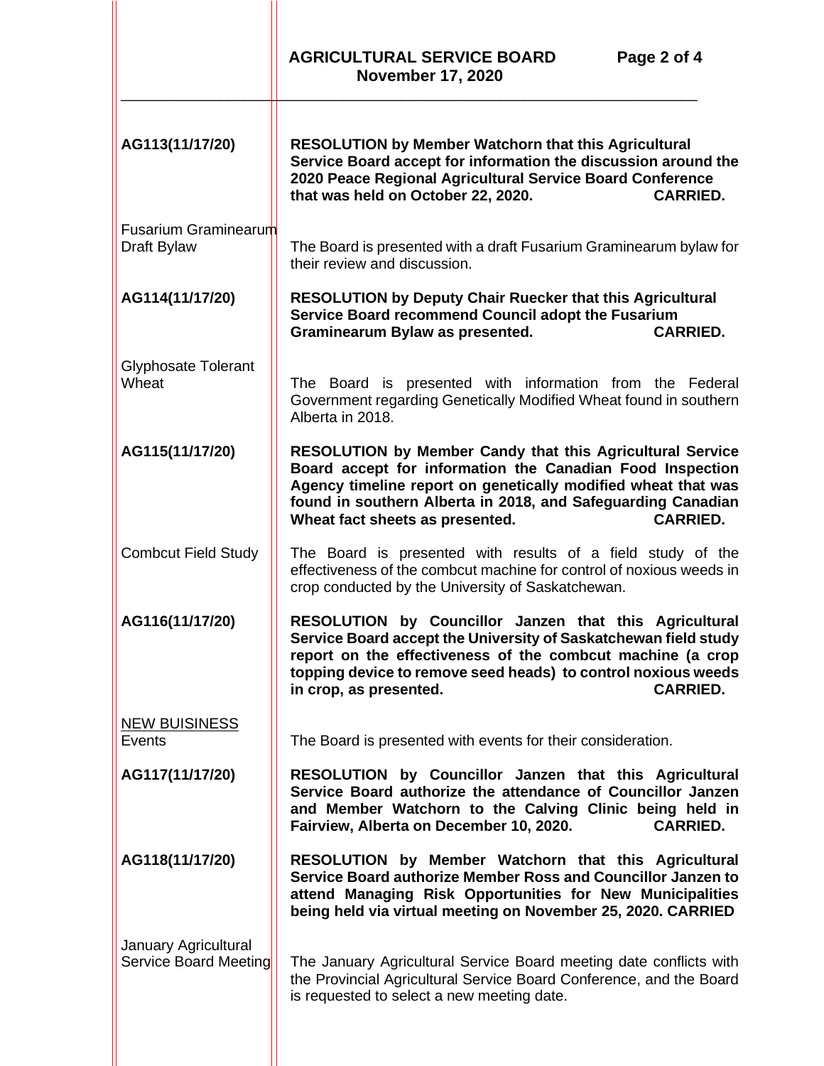| | |
|---|---|
| **AG113(11/17/20)** | **RESOLUTION by Member Watchorn that this Agricultural Service Board accept for information the discussion around the 2020 Peace Regional Agricultural Service Board Conference that was held on October 22, 2020. CARRIED.** |
| Fusarium Graminearum Draft Bylaw | The Board is presented with a draft Fusarium Graminearum bylaw for their review and discussion. |
| **AG114(11/17/20)** | **RESOLUTION by Deputy Chair Ruecker that this Agricultural Service Board recommend Council adopt the Fusarium Graminearum Bylaw as presented. CARRIED.** |
| Glyphosate Tolerant Wheat | The Board is presented with information from the Federal Government regarding Genetically Modified Wheat found in southern Alberta in 2018. |
| **AG115(11/17/20)** | **RESOLUTION by Member Candy that this Agricultural Service Board accept for information the Canadian Food Inspection Agency timeline report on genetically modified wheat that was found in southern Alberta in 2018, and Safeguarding Canadian Wheat fact sheets as presented. CARRIED.** |
| Combcut Field Study | The Board is presented with results of a field study of the effectiveness of the combcut machine for control of noxious weeds in crop conducted by the University of Saskatchewan. |
| **AG116(11/17/20)** | **RESOLUTION by Councillor Janzen that this Agricultural Service Board accept the University of Saskatchewan field study report on the effectiveness of the combcut machine (a crop topping device to remove seed heads) to control noxious weeds in crop, as presented. CARRIED.** |
| NEW BUISINESS Events | The Board is presented with events for their consideration. |
| **AG117(11/17/20)** | **RESOLUTION by Councillor Janzen that this Agricultural Service Board authorize the attendance of Councillor Janzen and Member Watchorn to the Calving Clinic being held in Fairview, Alberta on December 10, 2020. CARRIED.** |
| **AG118(11/17/20)** | **RESOLUTION by Member Watchorn that this Agricultural Service Board authorize Member Ross and Councillor Janzen to attend Managing Risk Opportunities for New Municipalities being held via virtual meeting on November 25, 2020. CARRIED** |
| January Agricultural Service Board Meeting | The January Agricultural Service Board meeting date conflicts with the Provincial Agricultural Service Board Conference, and the Board is requested to select a new meeting date. |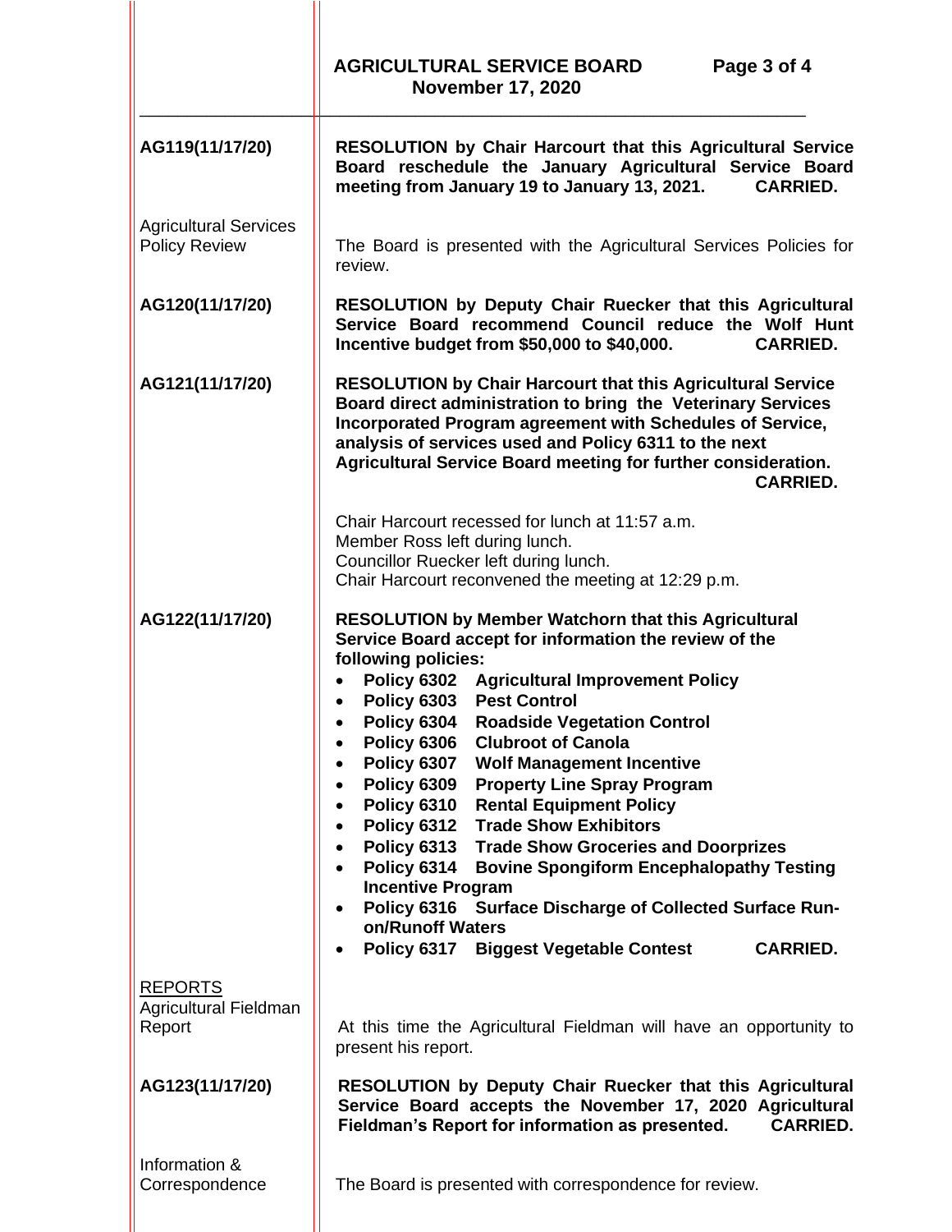**AG119(11/17/20)**

**RESOLUTION by Chair Harcourt that this Agricultural Service Board reschedule the January Agricultural Service Board meeting from January 19 to January 13, 2021. CARRIED.**

Agricultural Services Policy Review

The Board is presented with the Agricultural Services Policies for review.

**AG120(11/17/20)**

**RESOLUTION by Deputy Chair Ruecker that this Agricultural Service Board recommend Council reduce the Wolf Hunt Incentive budget from $50,000 to $40,000. CARRIED.**

**AG121(11/17/20)**

**RESOLUTION by Chair Harcourt that this Agricultural Service Board direct administration to bring the Veterinary Services Incorporated Program agreement with Schedules of Service, analysis of services used and Policy 6311 to the next Agricultural Service Board meeting for further consideration. CARRIED.**

Chair Harcourt recessed for lunch at 11:57 a.m.
Member Ross left during lunch.
Councillor Ruecker left during lunch.
Chair Harcourt reconvened the meeting at 12:29 p.m.

**AG122(11/17/20)**

**RESOLUTION by Member Watchorn that this Agricultural Service Board accept for information the review of the following policies:**

- **Policy 6302 Agricultural Improvement Policy**
- **Policy 6303 Pest Control**
- **Policy 6304 Roadside Vegetation Control**
- **Policy 6306 Clubroot of Canola**
- **Policy 6307 Wolf Management Incentive**
- **Policy 6309 Property Line Spray Program**
- **Policy 6310 Rental Equipment Policy**
- **Policy 6312 Trade Show Exhibitors**
- **Policy 6313 Trade Show Groceries and Doorprizes**
- **Policy 6314 Bovine Spongiform Encephalopathy Testing Incentive Program**
- **Policy 6316 Surface Discharge of Collected Surface Run-on/Runoff Waters**
- **Policy 6317 Biggest Vegetable Contest CARRIED.**

## REPORTS

Agricultural Fieldman Report

At this time the Agricultural Fieldman will have an opportunity to present his report.

**AG123(11/17/20)**

**RESOLUTION by Deputy Chair Ruecker that this Agricultural Service Board accepts the November 17, 2020 Agricultural Fieldman's Report for information as presented. CARRIED.**

Information & Correspondence

The Board is presented with correspondence for review.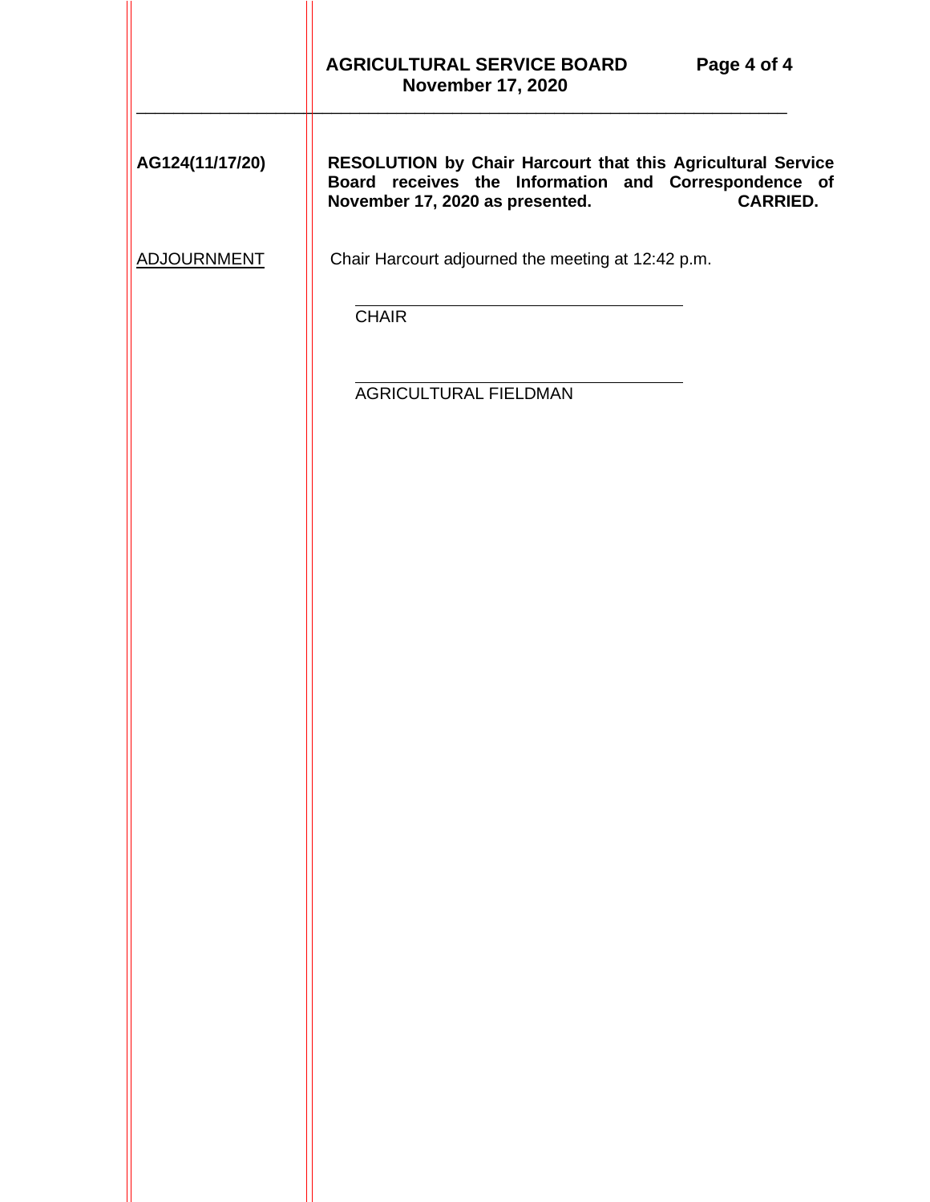**AG124(11/17/20)**

**RESOLUTION by Chair Harcourt that this Agricultural Service Board receives the Information and Correspondence of November 17, 2020 as presented. CARRIED.**

ADJOURNMENT

Chair Harcourt adjourned the meeting at 12:42 p.m.

\_\_\_\_\_\_\_\_\_\_\_\_\_\_\_\_\_\_\_\_\_\_\_\_\_\_\_\_\_\_\_\_\_\_\_\_

CHAIR

\_\_\_\_\_\_\_\_\_\_\_\_\_\_\_\_\_\_\_\_\_\_\_\_\_\_\_\_\_\_\_\_\_\_\_\_

AGRICULTURAL FIELDMAN